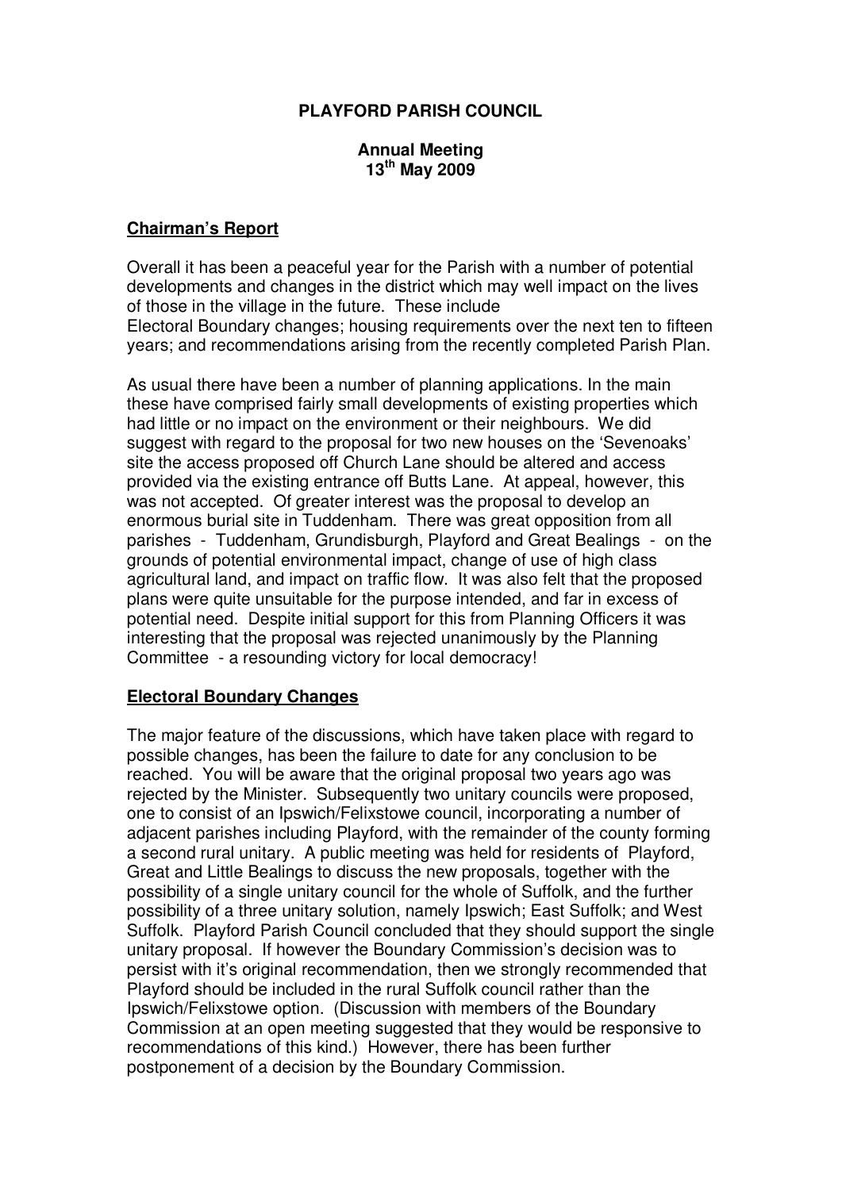# PLAYFORD PARISH COUNCIL

## Annual Meeting
## 13th May 2009

### Chairman's Report

Overall it has been a peaceful year for the Parish with a number of potential developments and changes in the district which may well impact on the lives of those in the village in the future. These include
Electoral Boundary changes; housing requirements over the next ten to fifteen years; and recommendations arising from the recently completed Parish Plan.

As usual there have been a number of planning applications. In the main these have comprised fairly small developments of existing properties which had little or no impact on the environment or their neighbours. We did suggest with regard to the proposal for two new houses on the 'Sevenoaks' site the access proposed off Church Lane should be altered and access provided via the existing entrance off Butts Lane. At appeal, however, this was not accepted. Of greater interest was the proposal to develop an enormous burial site in Tuddenham. There was great opposition from all parishes - Tuddenham, Grundisburgh, Playford and Great Bealings - on the grounds of potential environmental impact, change of use of high class agricultural land, and impact on traffic flow. It was also felt that the proposed plans were quite unsuitable for the purpose intended, and far in excess of potential need. Despite initial support for this from Planning Officers it was interesting that the proposal was rejected unanimously by the Planning Committee - a resounding victory for local democracy!

### Electoral Boundary Changes

The major feature of the discussions, which have taken place with regard to possible changes, has been the failure to date for any conclusion to be reached. You will be aware that the original proposal two years ago was rejected by the Minister. Subsequently two unitary councils were proposed, one to consist of an Ipswich/Felixstowe council, incorporating a number of adjacent parishes including Playford, with the remainder of the county forming a second rural unitary. A public meeting was held for residents of Playford, Great and Little Bealings to discuss the new proposals, together with the possibility of a single unitary council for the whole of Suffolk, and the further possibility of a three unitary solution, namely Ipswich; East Suffolk; and West Suffolk. Playford Parish Council concluded that they should support the single unitary proposal. If however the Boundary Commission's decision was to persist with it's original recommendation, then we strongly recommended that Playford should be included in the rural Suffolk council rather than the Ipswich/Felixstowe option. (Discussion with members of the Boundary Commission at an open meeting suggested that they would be responsive to recommendations of this kind.) However, there has been further postponement of a decision by the Boundary Commission.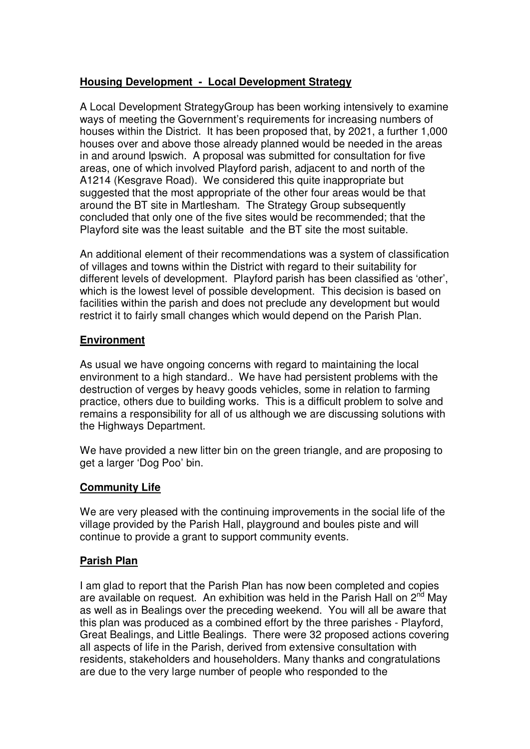**Housing Development - Local Development Strategy**

A Local Development StrategyGroup has been working intensively to examine ways of meeting the Government's requirements for increasing numbers of houses within the District. It has been proposed that, by 2021, a further 1,000 houses over and above those already planned would be needed in the areas in and around Ipswich. A proposal was submitted for consultation for five areas, one of which involved Playford parish, adjacent to and north of the A1214 (Kesgrave Road). We considered this quite inappropriate but suggested that the most appropriate of the other four areas would be that around the BT site in Martlesham. The Strategy Group subsequently concluded that only one of the five sites would be recommended; that the Playford site was the least suitable and the BT site the most suitable.

An additional element of their recommendations was a system of classification of villages and towns within the District with regard to their suitability for different levels of development. Playford parish has been classified as 'other', which is the lowest level of possible development. This decision is based on facilities within the parish and does not preclude any development but would restrict it to fairly small changes which would depend on the Parish Plan.

**Environment**

As usual we have ongoing concerns with regard to maintaining the local environment to a high standard.. We have had persistent problems with the destruction of verges by heavy goods vehicles, some in relation to farming practice, others due to building works. This is a difficult problem to solve and remains a responsibility for all of us although we are discussing solutions with the Highways Department.

We have provided a new litter bin on the green triangle, and are proposing to get a larger 'Dog Poo' bin.

**Community Life**

We are very pleased with the continuing improvements in the social life of the village provided by the Parish Hall, playground and boules piste and will continue to provide a grant to support community events.

**Parish Plan**

I am glad to report that the Parish Plan has now been completed and copies are available on request. An exhibition was held in the Parish Hall on 2nd May as well as in Bealings over the preceding weekend. You will all be aware that this plan was produced as a combined effort by the three parishes - Playford, Great Bealings, and Little Bealings. There were 32 proposed actions covering all aspects of life in the Parish, derived from extensive consultation with residents, stakeholders and householders. Many thanks and congratulations are due to the very large number of people who responded to the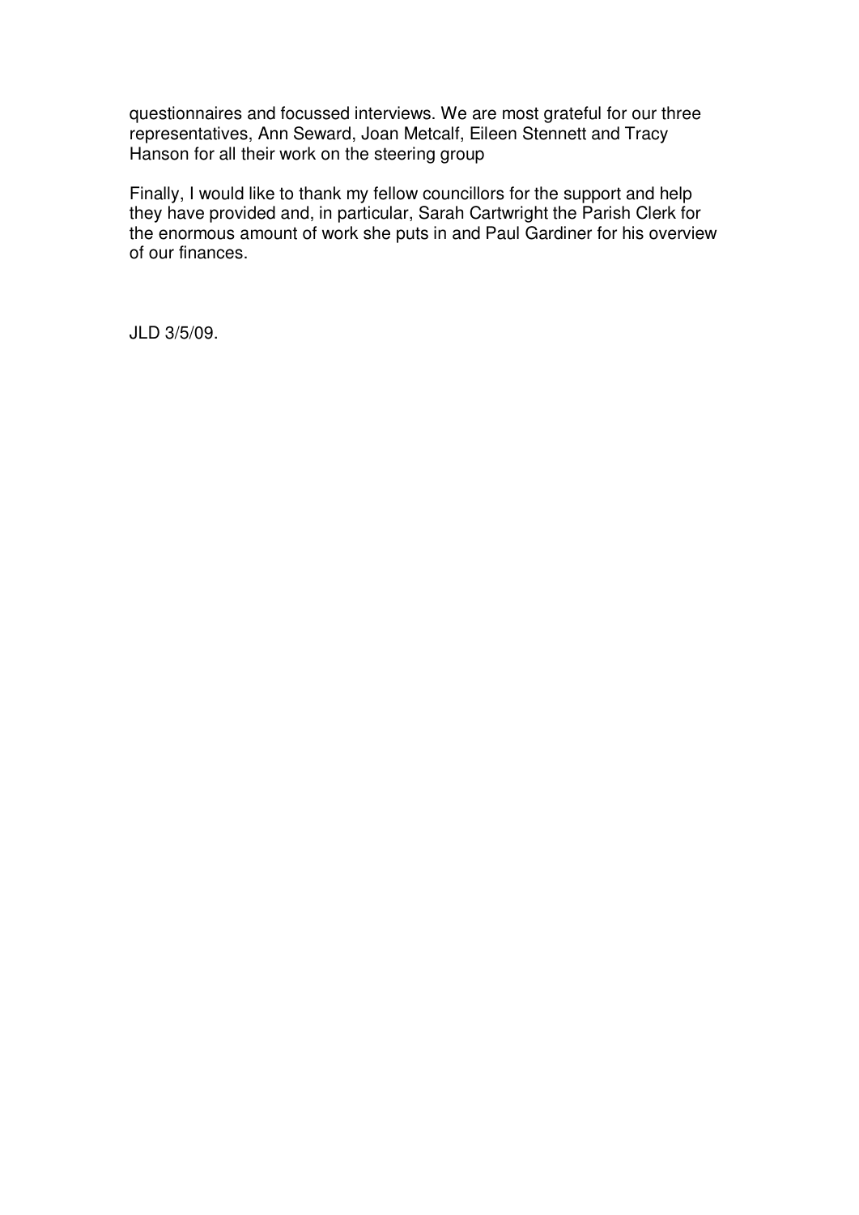questionnaires and focussed interviews. We are most grateful for our three representatives, Ann Seward, Joan Metcalf, Eileen Stennett and Tracy Hanson for all their work on the steering group

Finally, I would like to thank my fellow councillors for the support and help they have provided and, in particular, Sarah Cartwright the Parish Clerk for the enormous amount of work she puts in and Paul Gardiner for his overview of our finances.

JLD 3/5/09.